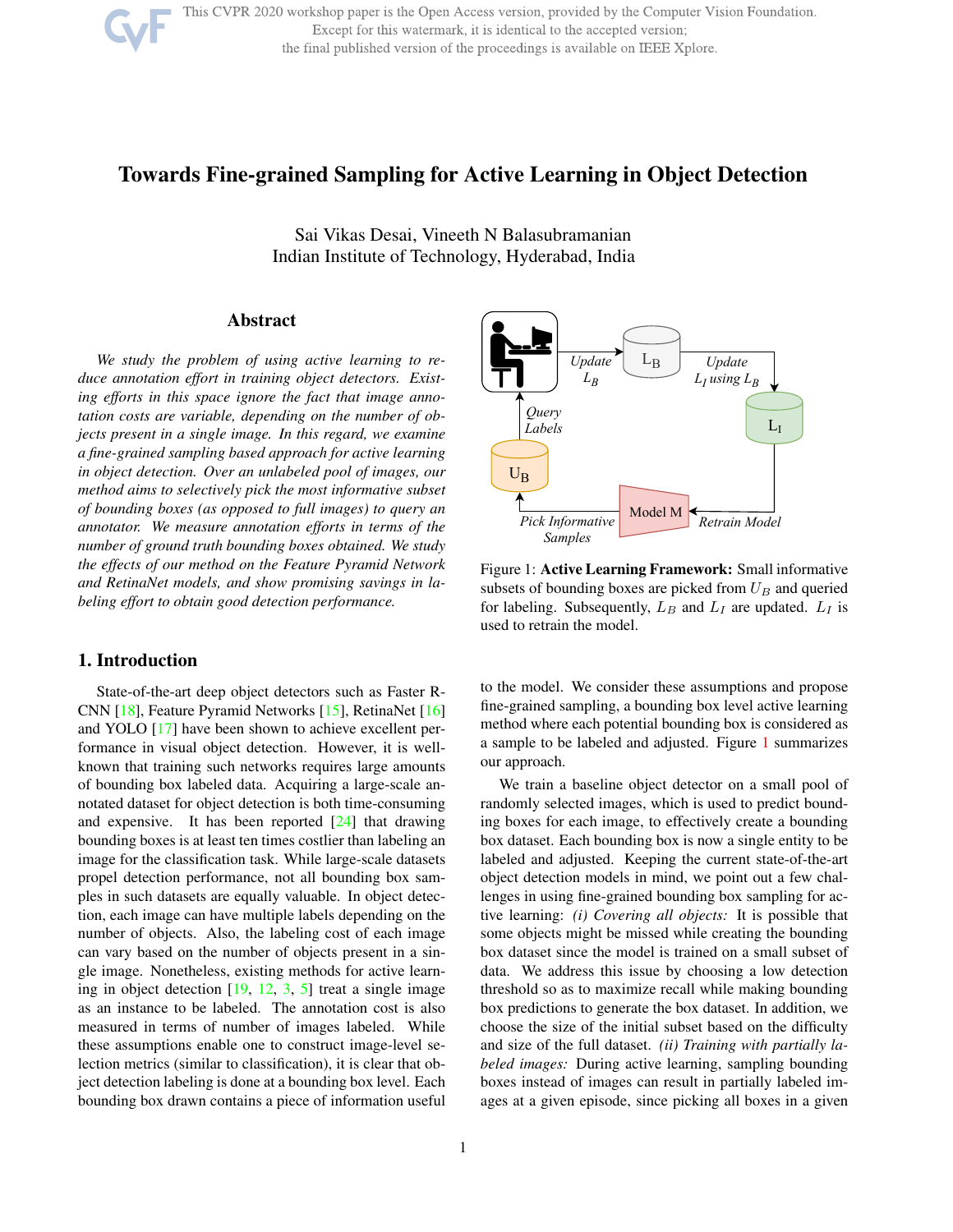# Towards Fine-grained Sampling for Active Learning in Object Detection

Sai Vikas Desai, Vineeth N Balasubramanian
Indian Institute of Technology, Hyderabad, India

## Abstract

*We study the problem of using active learning to reduce annotation effort in training object detectors. Existing efforts in this space ignore the fact that image annotation costs are variable, depending on the number of objects present in a single image. In this regard, we examine a fine-grained sampling based approach for active learning in object detection. Over an unlabeled pool of images, our method aims to selectively pick the most informative subset of bounding boxes (as opposed to full images) to query an annotator. We measure annotation efforts in terms of the number of ground truth bounding boxes obtained. We study the effects of our method on the Feature Pyramid Network and RetinaNet models, and show promising savings in labeling effort to obtain good detection performance.*

## 1. Introduction

State-of-the-art deep object detectors such as Faster R-CNN [18], Feature Pyramid Networks [15], RetinaNet [16] and YOLO [17] have been shown to achieve excellent performance in visual object detection. However, it is well-known that training such networks requires large amounts of bounding box labeled data. Acquiring a large-scale annotated dataset for object detection is both time-consuming and expensive. It has been reported [24] that drawing bounding boxes is at least ten times costlier than labeling an image for the classification task. While large-scale datasets propel detection performance, not all bounding box samples in such datasets are equally valuable. In object detection, each image can have multiple labels depending on the number of objects. Also, the labeling cost of each image can vary based on the number of objects present in a single image. Nonetheless, existing methods for active learning in object detection [19, 12, 3, 5] treat a single image as an instance to be labeled. The annotation cost is also measured in terms of number of images labeled. While these assumptions enable one to construct image-level selection metrics (similar to classification), it is clear that object detection labeling is done at a bounding box level. Each bounding box drawn contains a piece of information useful to the model. We consider these assumptions and propose fine-grained sampling, a bounding box level active learning method where each potential bounding box is considered as a sample to be labeled and adjusted. Figure 1 summarizes our approach.

Update $L_B$

$\mathrm{L_B}$

Update $L_I$ using $L_B$

$\mathrm{L_I}$

Query Labels

$\mathrm{U_B}$

Model M

Retrain Model

Pick Informative Samples

Figure 1: **Active Learning Framework:** Small informative subsets of bounding boxes are picked from $U_B$ and queried for labeling. Subsequently, $L_B$ and $L_I$ are updated. $L_I$ is used to retrain the model.

We train a baseline object detector on a small pool of randomly selected images, which is used to predict bounding boxes for each image, to effectively create a bounding box dataset. Each bounding box is now a single entity to be labeled and adjusted. Keeping the current state-of-the-art object detection models in mind, we point out a few challenges in using fine-grained bounding box sampling for active learning: *(i) Covering all objects:* It is possible that some objects might be missed while creating the bounding box dataset since the model is trained on a small subset of data. We address this issue by choosing a low detection threshold so as to maximize recall while making bounding box predictions to generate the box dataset. In addition, we choose the size of the initial subset based on the difficulty and size of the full dataset. *(ii) Training with partially labeled images:* During active learning, sampling bounding boxes instead of images can result in partially labeled images at a given episode, since picking all boxes in a given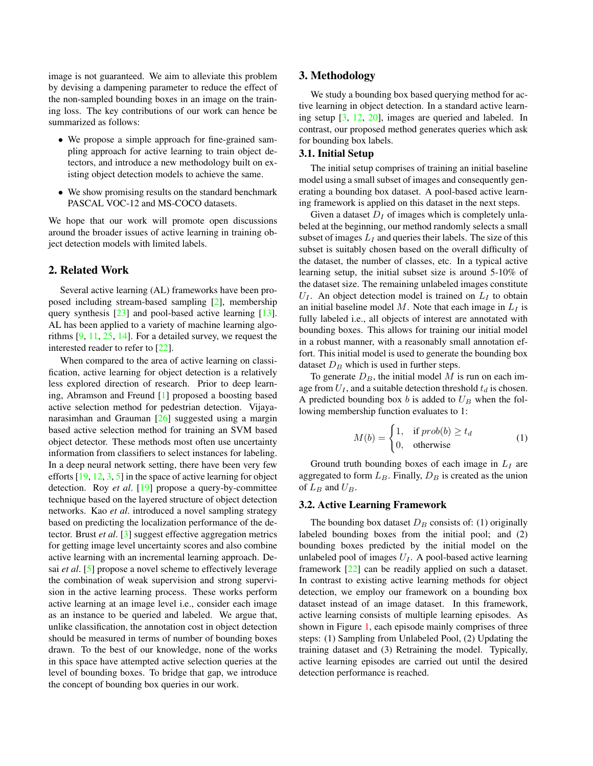image is not guaranteed. We aim to alleviate this problem by devising a dampening parameter to reduce the effect of the non-sampled bounding boxes in an image on the training loss. The key contributions of our work can hence be summarized as follows:

- We propose a simple approach for fine-grained sampling approach for active learning to train object detectors, and introduce a new methodology built on existing object detection models to achieve the same.
- We show promising results on the standard benchmark PASCAL VOC-12 and MS-COCO datasets.

We hope that our work will promote open discussions around the broader issues of active learning in training object detection models with limited labels.

## 2. Related Work

Several active learning (AL) frameworks have been proposed including stream-based sampling [2], membership query synthesis [23] and pool-based active learning [13]. AL has been applied to a variety of machine learning algorithms [9, 11, 25, 14]. For a detailed survey, we request the interested reader to refer to [22].

When compared to the area of active learning on classification, active learning for object detection is a relatively less explored direction of research. Prior to deep learning, Abramson and Freund [1] proposed a boosting based active selection method for pedestrian detection. Vijayanarasimhan and Grauman [26] suggested using a margin based active selection method for training an SVM based object detector. These methods most often use uncertainty information from classifiers to select instances for labeling. In a deep neural network setting, there have been very few efforts [19, 12, 3, 5] in the space of active learning for object detection. Roy *et al*. [19] propose a query-by-committee technique based on the layered structure of object detection networks. Kao *et al*. introduced a novel sampling strategy based on predicting the localization performance of the detector. Brust *et al*. [3] suggest effective aggregation metrics for getting image level uncertainty scores and also combine active learning with an incremental learning approach. Desai *et al*. [5] propose a novel scheme to effectively leverage the combination of weak supervision and strong supervision in the active learning process. These works perform active learning at an image level i.e., consider each image as an instance to be queried and labeled. We argue that, unlike classification, the annotation cost in object detection should be measured in terms of number of bounding boxes drawn. To the best of our knowledge, none of the works in this space have attempted active selection queries at the level of bounding boxes. To bridge that gap, we introduce the concept of bounding box queries in our work.

## 3. Methodology

We study a bounding box based querying method for active learning in object detection. In a standard active learning setup [3, 12, 20], images are queried and labeled. In contrast, our proposed method generates queries which ask for bounding box labels.

### 3.1. Initial Setup

The initial setup comprises of training an initial baseline model using a small subset of images and consequently generating a bounding box dataset. A pool-based active learning framework is applied on this dataset in the next steps.

Given a dataset $D_I$ of images which is completely unlabeled at the beginning, our method randomly selects a small subset of images $L_I$ and queries their labels. The size of this subset is suitably chosen based on the overall difficulty of the dataset, the number of classes, etc. In a typical active learning setup, the initial subset size is around 5-10% of the dataset size. The remaining unlabeled images constitute $U_I$. An object detection model is trained on $L_I$ to obtain an initial baseline model $M$. Note that each image in $L_I$ is fully labeled i.e., all objects of interest are annotated with bounding boxes. This allows for training our initial model in a robust manner, with a reasonably small annotation effort. This initial model is used to generate the bounding box dataset $D_B$ which is used in further steps.

To generate $D_B$, the initial model $M$ is run on each image from $U_I$, and a suitable detection threshold $t_d$ is chosen. A predicted bounding box $b$ is added to $U_B$ when the following membership function evaluates to 1:

$$M(b) = \begin{cases} 1, & \text{if } prob(b) \geq t_d \\ 0, & \text{otherwise} \end{cases} \tag{1}$$

Ground truth bounding boxes of each image in $L_I$ are aggregated to form $L_B$. Finally, $D_B$ is created as the union of $L_B$ and $U_B$.

### 3.2. Active Learning Framework

The bounding box dataset $D_B$ consists of: (1) originally labeled bounding boxes from the initial pool; and (2) bounding boxes predicted by the initial model on the unlabeled pool of images $U_I$. A pool-based active learning framework [22] can be readily applied on such a dataset. In contrast to existing active learning methods for object detection, we employ our framework on a bounding box dataset instead of an image dataset. In this framework, active learning consists of multiple learning episodes. As shown in Figure 1, each episode mainly comprises of three steps: (1) Sampling from Unlabeled Pool, (2) Updating the training dataset and (3) Retraining the model. Typically, active learning episodes are carried out until the desired detection performance is reached.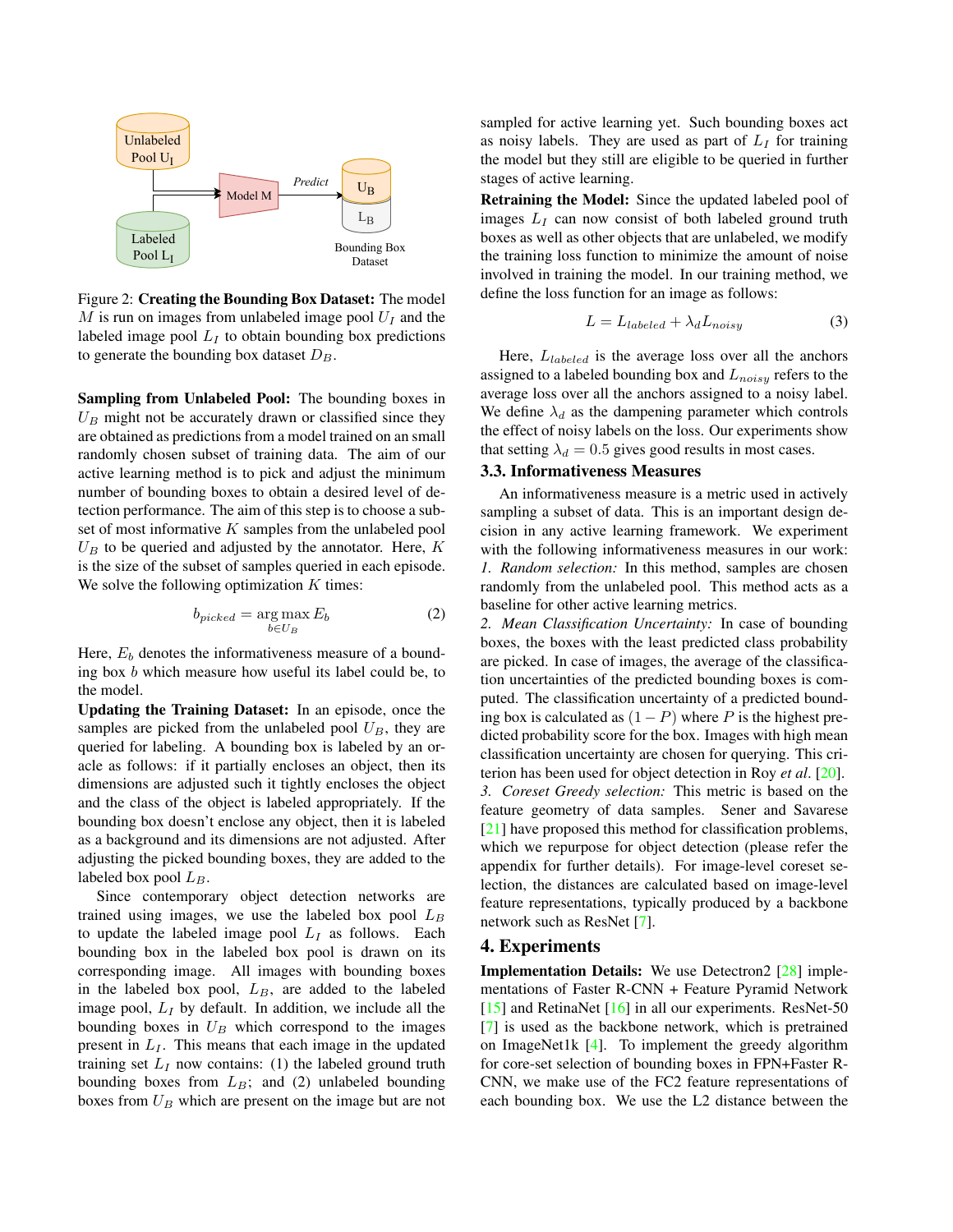Figure 2: **Creating the Bounding Box Dataset:** The model $M$ is run on images from unlabeled image pool $U_I$ and the labeled image pool $L_I$ to obtain bounding box predictions to generate the bounding box dataset $D_B$.

**Sampling from Unlabeled Pool:** The bounding boxes in $U_B$ might not be accurately drawn or classified since they are obtained as predictions from a model trained on an small randomly chosen subset of training data. The aim of our active learning method is to pick and adjust the minimum number of bounding boxes to obtain a desired level of detection performance. The aim of this step is to choose a subset of most informative $K$ samples from the unlabeled pool $U_B$ to be queried and adjusted by the annotator. Here, $K$ is the size of the subset of samples queried in each episode. We solve the following optimization $K$ times:

$$b_{picked} = \arg\max_{b \in U_B} E_b \tag{2}$$

Here, $E_b$ denotes the informativeness measure of a bounding box $b$ which measure how useful its label could be, to the model.

**Updating the Training Dataset:** In an episode, once the samples are picked from the unlabeled pool $U_B$, they are queried for labeling. A bounding box is labeled by an oracle as follows: if it partially encloses an object, then its dimensions are adjusted such it tightly encloses the object and the class of the object is labeled appropriately. If the bounding box doesn't enclose any object, then it is labeled as a background and its dimensions are not adjusted. After adjusting the picked bounding boxes, they are added to the labeled box pool $L_B$.

Since contemporary object detection networks are trained using images, we use the labeled box pool $L_B$ to update the labeled image pool $L_I$ as follows. Each bounding box in the labeled box pool is drawn on its corresponding image. All images with bounding boxes in the labeled box pool, $L_B$, are added to the labeled image pool, $L_I$ by default. In addition, we include all the bounding boxes in $U_B$ which correspond to the images present in $L_I$. This means that each image in the updated training set $L_I$ now contains: (1) the labeled ground truth bounding boxes from $L_B$; and (2) unlabeled bounding boxes from $U_B$ which are present on the image but are not sampled for active learning yet. Such bounding boxes act as noisy labels. They are used as part of $L_I$ for training the model but they still are eligible to be queried in further stages of active learning.

**Retraining the Model:** Since the updated labeled pool of images $L_I$ can now consist of both labeled ground truth boxes as well as other objects that are unlabeled, we modify the training loss function to minimize the amount of noise involved in training the model. In our training method, we define the loss function for an image as follows:

$$L = L_{labeled} + \lambda_d L_{noisy} \tag{3}$$

Here, $L_{labeled}$ is the average loss over all the anchors assigned to a labeled bounding box and $L_{noisy}$ refers to the average loss over all the anchors assigned to a noisy label. We define $\lambda_d$ as the dampening parameter which controls the effect of noisy labels on the loss. Our experiments show that setting $\lambda_d = 0.5$ gives good results in most cases.

### 3.3. Informativeness Measures

An informativeness measure is a metric used in actively sampling a subset of data. This is an important design decision in any active learning framework. We experiment with the following informativeness measures in our work:

*1. Random selection:* In this method, samples are chosen randomly from the unlabeled pool. This method acts as a baseline for other active learning metrics.

*2. Mean Classification Uncertainty:* In case of bounding boxes, the boxes with the least predicted class probability are picked. In case of images, the average of the classification uncertainties of the predicted bounding boxes is computed. The classification uncertainty of a predicted bounding box is calculated as $(1 - P)$ where $P$ is the highest predicted probability score for the box. Images with high mean classification uncertainty are chosen for querying. This criterion has been used for object detection in Roy *et al*. [20].

*3. Coreset Greedy selection:* This metric is based on the feature geometry of data samples. Sener and Savarese [21] have proposed this method for classification problems, which we repurpose for object detection (please refer the appendix for further details). For image-level coreset selection, the distances are calculated based on image-level feature representations, typically produced by a backbone network such as ResNet [7].

## 4. Experiments

**Implementation Details:** We use Detectron2 [28] implementations of Faster R-CNN + Feature Pyramid Network [15] and RetinaNet [16] in all our experiments. ResNet-50 [7] is used as the backbone network, which is pretrained on ImageNet1k [4]. To implement the greedy algorithm for core-set selection of bounding boxes in FPN+Faster R-CNN, we make use of the FC2 feature representations of each bounding box. We use the L2 distance between the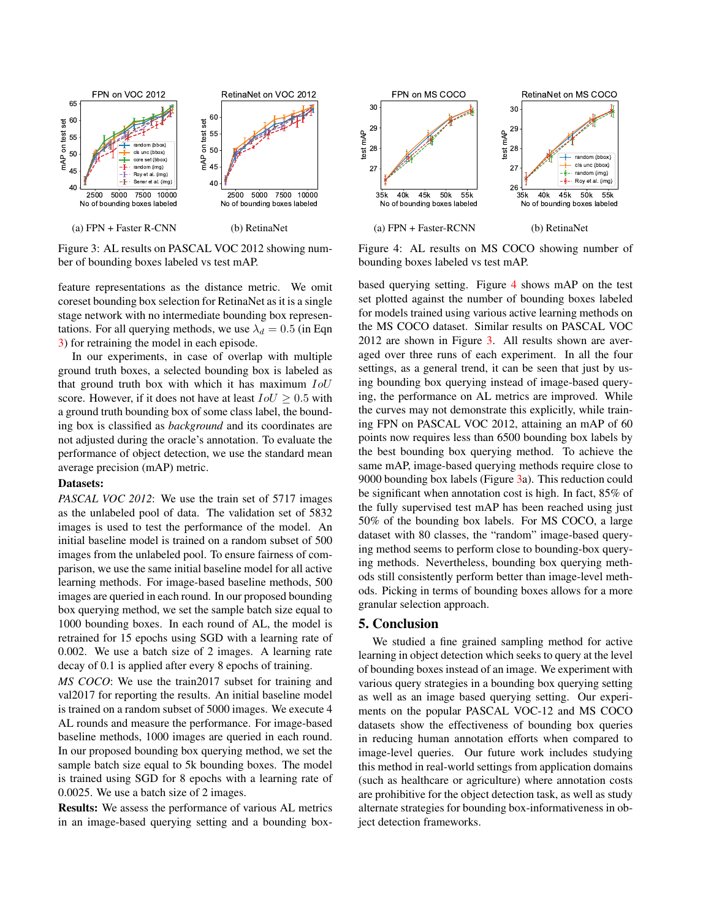Figure 3: AL results on PASCAL VOC 2012 showing number of bounding boxes labeled vs test mAP.

(a) FPN + Faster R-CNN

(b) RetinaNet

Figure 4: AL results on MS COCO showing number of bounding boxes labeled vs test mAP.

(a) FPN + Faster-RCNN

(b) RetinaNet

feature representations as the distance metric. We omit coreset bounding box selection for RetinaNet as it is a single stage network with no intermediate bounding box representations. For all querying methods, we use $\lambda_d = 0.5$ (in Eqn 3) for retraining the model in each episode.

In our experiments, in case of overlap with multiple ground truth boxes, a selected bounding box is labeled as that ground truth box with which it has maximum $IoU$ score. However, if it does not have at least $IoU \geq 0.5$ with a ground truth bounding box of some class label, the bounding box is classified as *background* and its coordinates are not adjusted during the oracle's annotation. To evaluate the performance of object detection, we use the standard mean average precision (mAP) metric.

**Datasets:**

*PASCAL VOC 2012*: We use the train set of 5717 images as the unlabeled pool of data. The validation set of 5832 images is used to test the performance of the model. An initial baseline model is trained on a random subset of 500 images from the unlabeled pool. To ensure fairness of comparison, we use the same initial baseline model for all active learning methods. For image-based baseline methods, 500 images are queried in each round. In our proposed bounding box querying method, we set the sample batch size equal to 1000 bounding boxes. In each round of AL, the model is retrained for 15 epochs using SGD with a learning rate of 0.002. We use a batch size of 2 images. A learning rate decay of 0.1 is applied after every 8 epochs of training.

*MS COCO*: We use the train2017 subset for training and val2017 for reporting the results. An initial baseline model is trained on a random subset of 5000 images. We execute 4 AL rounds and measure the performance. For image-based baseline methods, 1000 images are queried in each round. In our proposed bounding box querying method, we set the sample batch size equal to 5k bounding boxes. The model is trained using SGD for 8 epochs with a learning rate of 0.0025. We use a batch size of 2 images.

**Results:** We assess the performance of various AL metrics in an image-based querying setting and a bounding box-based querying setting. Figure 4 shows mAP on the test set plotted against the number of bounding boxes labeled for models trained using various active learning methods on the MS COCO dataset. Similar results on PASCAL VOC 2012 are shown in Figure 3. All results shown are averaged over three runs of each experiment. In all the four settings, as a general trend, it can be seen that just by using bounding box querying instead of image-based querying, the performance on AL metrics are improved. While the curves may not demonstrate this explicitly, while training FPN on PASCAL VOC 2012, attaining an mAP of 60 points now requires less than 6500 bounding box labels by the best bounding box querying method. To achieve the same mAP, image-based querying methods require close to 9000 bounding box labels (Figure 3a). This reduction could be significant when annotation cost is high. In fact, 85% of the fully supervised test mAP has been reached using just 50% of the bounding box labels. For MS COCO, a large dataset with 80 classes, the "random" image-based querying method seems to perform close to bounding-box querying methods. Nevertheless, bounding box querying methods still consistently perform better than image-level methods. Picking in terms of bounding boxes allows for a more granular selection approach.

## 5. Conclusion

We studied a fine grained sampling method for active learning in object detection which seeks to query at the level of bounding boxes instead of an image. We experiment with various query strategies in a bounding box querying setting as well as an image based querying setting. Our experiments on the popular PASCAL VOC-12 and MS COCO datasets show the effectiveness of bounding box queries in reducing human annotation efforts when compared to image-level queries. Our future work includes studying this method in real-world settings from application domains (such as healthcare or agriculture) where annotation costs are prohibitive for the object detection task, as well as study alternate strategies for bounding box-informativeness in object detection frameworks.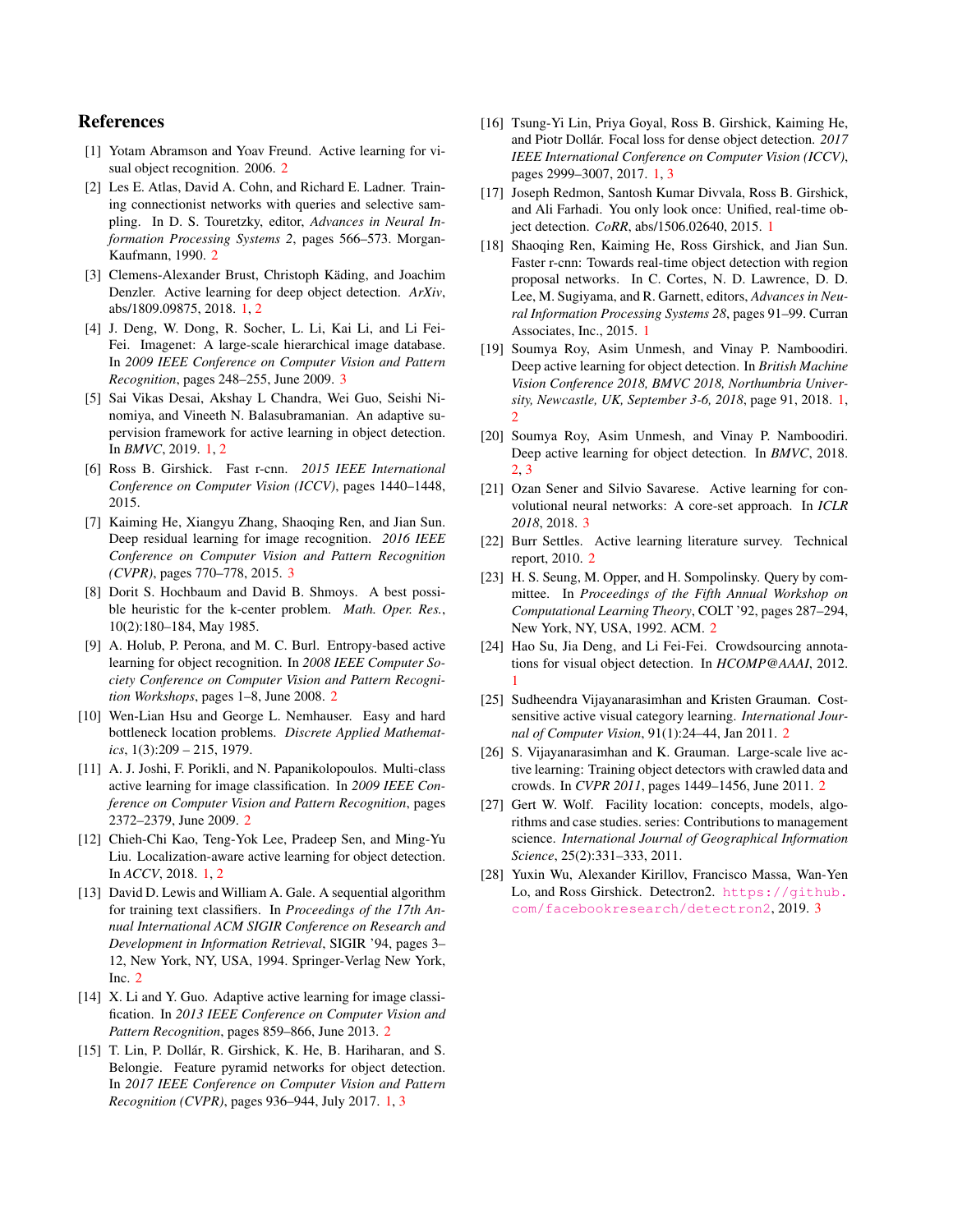## References

[1] Yotam Abramson and Yoav Freund. Active learning for visual object recognition. 2006. 2

[2] Les E. Atlas, David A. Cohn, and Richard E. Ladner. Training connectionist networks with queries and selective sampling. In D. S. Touretzky, editor, *Advances in Neural Information Processing Systems 2*, pages 566–573. Morgan-Kaufmann, 1990. 2

[3] Clemens-Alexander Brust, Christoph Käding, and Joachim Denzler. Active learning for deep object detection. *ArXiv*, abs/1809.09875, 2018. 1, 2

[4] J. Deng, W. Dong, R. Socher, L. Li, Kai Li, and Li Fei-Fei. Imagenet: A large-scale hierarchical image database. In *2009 IEEE Conference on Computer Vision and Pattern Recognition*, pages 248–255, June 2009. 3

[5] Sai Vikas Desai, Akshay L Chandra, Wei Guo, Seishi Ninomiya, and Vineeth N. Balasubramanian. An adaptive supervision framework for active learning in object detection. In *BMVC*, 2019. 1, 2

[6] Ross B. Girshick. Fast r-cnn. *2015 IEEE International Conference on Computer Vision (ICCV)*, pages 1440–1448, 2015.

[7] Kaiming He, Xiangyu Zhang, Shaoqing Ren, and Jian Sun. Deep residual learning for image recognition. *2016 IEEE Conference on Computer Vision and Pattern Recognition (CVPR)*, pages 770–778, 2015. 3

[8] Dorit S. Hochbaum and David B. Shmoys. A best possible heuristic for the k-center problem. *Math. Oper. Res.*, 10(2):180–184, May 1985.

[9] A. Holub, P. Perona, and M. C. Burl. Entropy-based active learning for object recognition. In *2008 IEEE Computer Society Conference on Computer Vision and Pattern Recognition Workshops*, pages 1–8, June 2008. 2

[10] Wen-Lian Hsu and George L. Nemhauser. Easy and hard bottleneck location problems. *Discrete Applied Mathematics*, 1(3):209 – 215, 1979.

[11] A. J. Joshi, F. Porikli, and N. Papanikolopoulos. Multi-class active learning for image classification. In *2009 IEEE Conference on Computer Vision and Pattern Recognition*, pages 2372–2379, June 2009. 2

[12] Chieh-Chi Kao, Teng-Yok Lee, Pradeep Sen, and Ming-Yu Liu. Localization-aware active learning for object detection. In *ACCV*, 2018. 1, 2

[13] David D. Lewis and William A. Gale. A sequential algorithm for training text classifiers. In *Proceedings of the 17th Annual International ACM SIGIR Conference on Research and Development in Information Retrieval*, SIGIR '94, pages 3–12, New York, NY, USA, 1994. Springer-Verlag New York, Inc. 2

[14] X. Li and Y. Guo. Adaptive active learning for image classification. In *2013 IEEE Conference on Computer Vision and Pattern Recognition*, pages 859–866, June 2013. 2

[15] T. Lin, P. Dollár, R. Girshick, K. He, B. Hariharan, and S. Belongie. Feature pyramid networks for object detection. In *2017 IEEE Conference on Computer Vision and Pattern Recognition (CVPR)*, pages 936–944, July 2017. 1, 3

[16] Tsung-Yi Lin, Priya Goyal, Ross B. Girshick, Kaiming He, and Piotr Dollár. Focal loss for dense object detection. *2017 IEEE International Conference on Computer Vision (ICCV)*, pages 2999–3007, 2017. 1, 3

[17] Joseph Redmon, Santosh Kumar Divvala, Ross B. Girshick, and Ali Farhadi. You only look once: Unified, real-time object detection. *CoRR*, abs/1506.02640, 2015. 1

[18] Shaoqing Ren, Kaiming He, Ross Girshick, and Jian Sun. Faster r-cnn: Towards real-time object detection with region proposal networks. In C. Cortes, N. D. Lawrence, D. D. Lee, M. Sugiyama, and R. Garnett, editors, *Advances in Neural Information Processing Systems 28*, pages 91–99. Curran Associates, Inc., 2015. 1

[19] Soumya Roy, Asim Unmesh, and Vinay P. Namboodiri. Deep active learning for object detection. In *British Machine Vision Conference 2018, BMVC 2018, Northumbria University, Newcastle, UK, September 3-6, 2018*, page 91, 2018. 1, 2

[20] Soumya Roy, Asim Unmesh, and Vinay P. Namboodiri. Deep active learning for object detection. In *BMVC*, 2018. 2, 3

[21] Ozan Sener and Silvio Savarese. Active learning for convolutional neural networks: A core-set approach. In *ICLR 2018*, 2018. 3

[22] Burr Settles. Active learning literature survey. Technical report, 2010. 2

[23] H. S. Seung, M. Opper, and H. Sompolinsky. Query by committee. In *Proceedings of the Fifth Annual Workshop on Computational Learning Theory*, COLT '92, pages 287–294, New York, NY, USA, 1992. ACM. 2

[24] Hao Su, Jia Deng, and Li Fei-Fei. Crowdsourcing annotations for visual object detection. In *HCOMP@AAAI*, 2012. 1

[25] Sudheendra Vijayanarasimhan and Kristen Grauman. Cost-sensitive active visual category learning. *International Journal of Computer Vision*, 91(1):24–44, Jan 2011. 2

[26] S. Vijayanarasimhan and K. Grauman. Large-scale live active learning: Training object detectors with crawled data and crowds. In *CVPR 2011*, pages 1449–1456, June 2011. 2

[27] Gert W. Wolf. Facility location: concepts, models, algorithms and case studies. series: Contributions to management science. *International Journal of Geographical Information Science*, 25(2):331–333, 2011.

[28] Yuxin Wu, Alexander Kirillov, Francisco Massa, Wan-Yen Lo, and Ross Girshick. Detectron2. https://github.com/facebookresearch/detectron2, 2019. 3